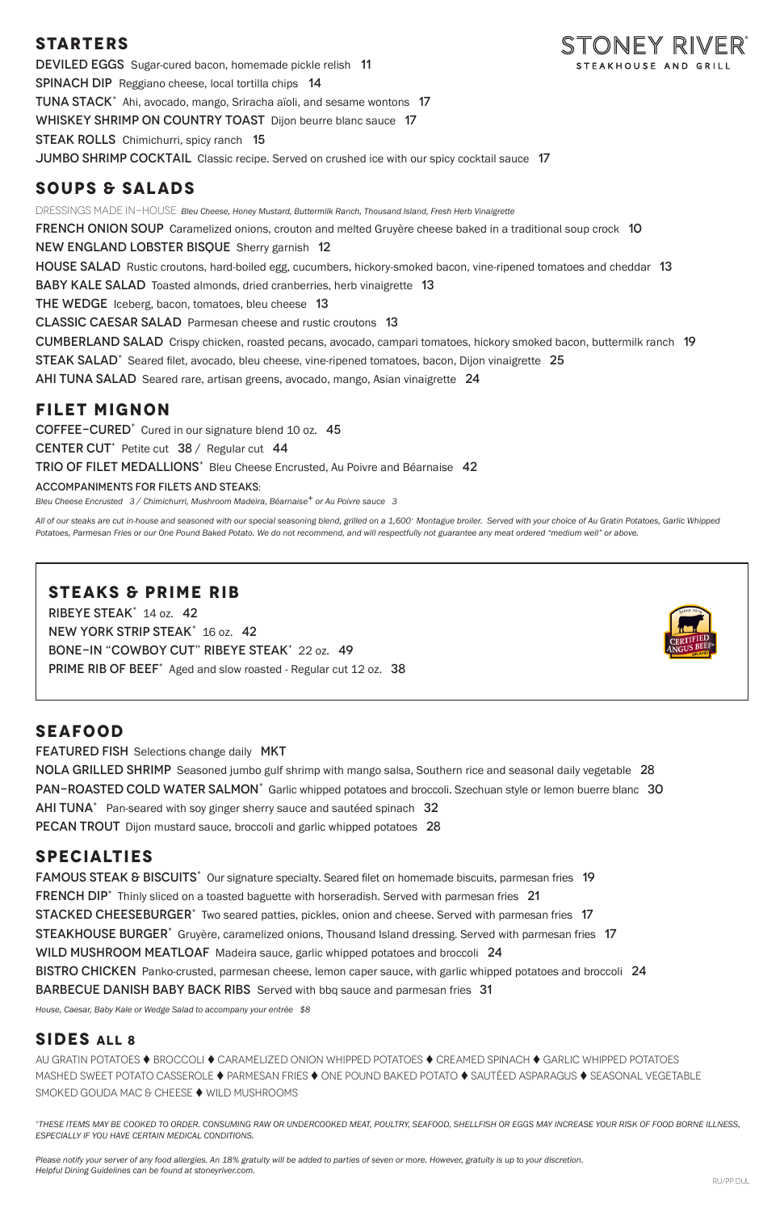# STONEY RIVER®
STEAKHOUSE AND GRILL

## STARTERS

DEVILED EGGS Sugar-cured bacon, homemade pickle relish 11

SPINACH DIP Reggiano cheese, local tortilla chips 14

TUNA STACK* Ahi, avocado, mango, Sriracha aïoli, and sesame wontons 17

WHISKEY SHRIMP ON COUNTRY TOAST Dijon beurre blanc sauce 17

STEAK ROLLS Chimichurri, spicy ranch 15

JUMBO SHRIMP COCKTAIL Classic recipe. Served on crushed ice with our spicy cocktail sauce 17

## SOUPS & SALADS

DRESSINGS MADE IN-HOUSE: *Bleu Cheese, Honey Mustard, Buttermilk Ranch, Thousand Island, Fresh Herb Vinaigrette*

FRENCH ONION SOUP Caramelized onions, crouton and melted Gruyère cheese baked in a traditional soup crock 10

NEW ENGLAND LOBSTER BISQUE Sherry garnish 12

HOUSE SALAD Rustic croutons, hard-boiled egg, cucumbers, hickory-smoked bacon, vine-ripened tomatoes and cheddar 13

BABY KALE SALAD Toasted almonds, dried cranberries, herb vinaigrette 13

THE WEDGE Iceberg, bacon, tomatoes, bleu cheese 13

CLASSIC CAESAR SALAD Parmesan cheese and rustic croutons 13

CUMBERLAND SALAD Crispy chicken, roasted pecans, avocado, campari tomatoes, hickory smoked bacon, buttermilk ranch 19

STEAK SALAD* Seared filet, avocado, bleu cheese, vine-ripened tomatoes, bacon, Dijon vinaigrette 25

AHI TUNA SALAD Seared rare, artisan greens, avocado, mango, Asian vinaigrette 24

## FILET MIGNON

COFFEE-CURED* Cured in our signature blend 10 oz. 45

CENTER CUT* Petite cut 38 / Regular cut 44

TRIO OF FILET MEDALLIONS* Bleu Cheese Encrusted, Au Poivre and Béarnaise 42

ACCOMPANIMENTS FOR FILETS AND STEAKS:

*Bleu Cheese Encrusted 3 / Chimichurri, Mushroom Madeira, Béarnaise+ or Au Poivre sauce 3*

*All of our steaks are cut in-house and seasoned with our special seasoning blend, grilled on a 1,600° Montague broiler. Served with your choice of Au Gratin Potatoes, Garlic Whipped Potatoes, Parmesan Fries or our One Pound Baked Potato. We do not recommend, and will respectfully not guarantee any meat ordered "medium well" or above.*

## STEAKS & PRIME RIB

RIBEYE STEAK* 14 oz. 42

NEW YORK STRIP STEAK* 16 oz. 42

BONE-IN "COWBOY CUT" RIBEYE STEAK* 22 oz. 49

PRIME RIB OF BEEF* Aged and slow roasted - Regular cut 12 oz. 38

CERTIFIED ANGUS BEEF®

## SEAFOOD

FEATURED FISH Selections change daily MKT

NOLA GRILLED SHRIMP Seasoned jumbo gulf shrimp with mango salsa, Southern rice and seasonal daily vegetable 28

PAN-ROASTED COLD WATER SALMON* Garlic whipped potatoes and broccoli. Szechuan style or lemon buerre blanc 30

AHI TUNA* Pan-seared with soy ginger sherry sauce and sautéed spinach 32

PECAN TROUT Dijon mustard sauce, broccoli and garlic whipped potatoes 28

## SPECIALTIES

FAMOUS STEAK & BISCUITS* Our signature specialty. Seared filet on homemade biscuits, parmesan fries 19

FRENCH DIP* Thinly sliced on a toasted baguette with horseradish. Served with parmesan fries 21

STACKED CHEESEBURGER* Two seared patties, pickles, onion and cheese. Served with parmesan fries 17

STEAKHOUSE BURGER* Gruyère, caramelized onions, Thousand Island dressing. Served with parmesan fries 17

WILD MUSHROOM MEATLOAF Madeira sauce, garlic whipped potatoes and broccoli 24

BISTRO CHICKEN Panko-crusted, parmesan cheese, lemon caper sauce, with garlic whipped potatoes and broccoli 24

BARBECUE DANISH BABY BACK RIBS Served with bbq sauce and parmesan fries 31

*House, Caesar, Baby Kale or Wedge Salad to accompany your entrée $8*

## SIDES ALL 8

AU GRATIN POTATOES ♦ BROCCOLI ♦ CARAMELIZED ONION WHIPPED POTATOES ♦ CREAMED SPINACH ♦ GARLIC WHIPPED POTATOES ♦ MASHED SWEET POTATO CASSEROLE ♦ PARMESAN FRIES ♦ ONE POUND BAKED POTATO ♦ SAUTÉED ASPARAGUS ♦ SEASONAL VEGETABLE ♦ SMOKED GOUDA MAC & CHEESE ♦ WILD MUSHROOMS

*\*THESE ITEMS MAY BE COOKED TO ORDER. CONSUMING RAW OR UNDERCOOKED MEAT, POULTRY, SEAFOOD, SHELLFISH OR EGGS MAY INCREASE YOUR RISK OF FOOD BORNE ILLNESS, ESPECIALLY IF YOU HAVE CERTAIN MEDICAL CONDITIONS.*

*Please notify your server of any food allergies. An 18% gratuity will be added to parties of seven or more. However, gratuity is up to your discretion. Helpful Dining Guidelines can be found at stoneyriver.com.*

RU/PP DUL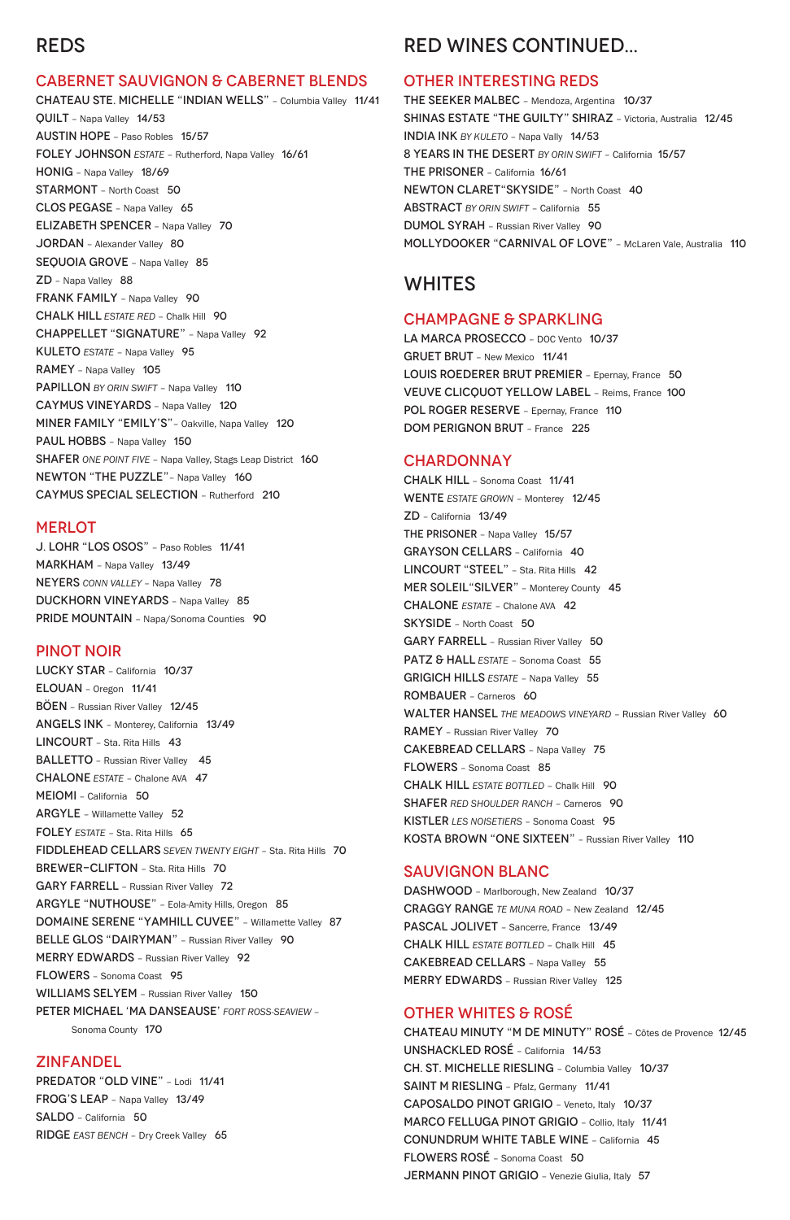# REDS

## CABERNET SAUVIGNON & CABERNET BLENDS

CHATEAU STE. MICHELLE "INDIAN WELLS" – Columbia Valley 11/41
QUILT – Napa Valley 14/53
AUSTIN HOPE – Paso Robles 15/57
FOLEY JOHNSON *ESTATE* – Rutherford, Napa Valley 16/61
HONIG – Napa Valley 18/69
STARMONT – North Coast 50
CLOS PEGASE – Napa Valley 65
ELIZABETH SPENCER – Napa Valley 70
JORDAN – Alexander Valley 80
SEQUOIA GROVE – Napa Valley 85
ZD – Napa Valley 88
FRANK FAMILY – Napa Valley 90
CHALK HILL *ESTATE RED* – Chalk Hill 90
CHAPPELLET "SIGNATURE" – Napa Valley 92
KULETO *ESTATE* – Napa Valley 95
RAMEY – Napa Valley 105
PAPILLON *BY ORIN SWIFT* – Napa Valley 110
CAYMUS VINEYARDS – Napa Valley 120
MINER FAMILY "EMILY'S" – Oakville, Napa Valley 120
PAUL HOBBS – Napa Valley 150
SHAFER *ONE POINT FIVE* – Napa Valley, Stags Leap District 160
NEWTON "THE PUZZLE" – Napa Valley 160
CAYMUS SPECIAL SELECTION – Rutherford 210

## MERLOT

J. LOHR "LOS OSOS" – Paso Robles 11/41
MARKHAM – Napa Valley 13/49
NEYERS *CONN VALLEY* – Napa Valley 78
DUCKHORN VINEYARDS – Napa Valley 85
PRIDE MOUNTAIN – Napa/Sonoma Counties 90

## PINOT NOIR

LUCKY STAR – California 10/37
ELOUAN – Oregon 11/41
BÖEN – Russian River Valley 12/45
ANGELS INK – Monterey, California 13/49
LINCOURT – Sta. Rita Hills 43
BALLETTO – Russian River Valley 45
CHALONE *ESTATE* – Chalone AVA 47
MEIOMI – California 50
ARGYLE – Willamette Valley 52
FOLEY *ESTATE* – Sta. Rita Hills 65
FIDDLEHEAD CELLARS *SEVEN TWENTY EIGHT* – Sta. Rita Hills 70
BREWER-CLIFTON – Sta. Rita Hills 70
GARY FARRELL – Russian River Valley 72
ARGYLE "NUTHOUSE" – Eola-Amity Hills, Oregon 85
DOMAINE SERENE "YAMHILL CUVEE" – Willamette Valley 87
BELLE GLOS "DAIRYMAN" – Russian River Valley 90
MERRY EDWARDS – Russian River Valley 92
FLOWERS – Sonoma Coast 95
WILLIAMS SELYEM – Russian River Valley 150
PETER MICHAEL 'MA DANSEAUSE' *FORT ROSS-SEAVIEW* – Sonoma County 170

## ZINFANDEL

PREDATOR "OLD VINE" – Lodi 11/41
FROG'S LEAP – Napa Valley 13/49
SALDO – California 50
RIDGE *EAST BENCH* – Dry Creek Valley 65

# RED WINES CONTINUED...

## OTHER INTERESTING REDS

THE SEEKER MALBEC – Mendoza, Argentina 10/37
SHINAS ESTATE "THE GUILTY" SHIRAZ – Victoria, Australia 12/45
INDIA INK *BY KULETO* – Napa Vally 14/53
8 YEARS IN THE DESERT *BY ORIN SWIFT* – California 15/57
THE PRISONER – California 16/61
NEWTON CLARET "SKYSIDE" – North Coast 40
ABSTRACT *BY ORIN SWIFT* – California 55
DUMOL SYRAH – Russian River Valley 90
MOLLYDOOKER "CARNIVAL OF LOVE" – McLaren Vale, Australia 110

# WHITES

## CHAMPAGNE & SPARKLING

LA MARCA PROSECCO – DOC Vento 10/37
GRUET BRUT – New Mexico 11/41
LOUIS ROEDERER BRUT PREMIER – Epernay, France 50
VEUVE CLICQUOT YELLOW LABEL – Reims, France 100
POL ROGER RESERVE – Epernay, France 110
DOM PERIGNON BRUT – France 225

## CHARDONNAY

CHALK HILL – Sonoma Coast 11/41
WENTE *ESTATE GROWN* – Monterey 12/45
ZD – California 13/49
THE PRISONER – Napa Valley 15/57
GRAYSON CELLARS – California 40
LINCOURT "STEEL" – Sta. Rita Hills 42
MER SOLEIL "SILVER" – Monterey County 45
CHALONE *ESTATE* – Chalone AVA 42
SKYSIDE – North Coast 50
GARY FARRELL – Russian River Valley 50
PATZ & HALL *ESTATE* – Sonoma Coast 55
GRIGICH HILLS *ESTATE* – Napa Valley 55
ROMBAUER – Carneros 60
WALTER HANSEL *THE MEADOWS VINEYARD* – Russian River Valley 60
RAMEY – Russian River Valley 70
CAKEBREAD CELLARS – Napa Valley 75
FLOWERS – Sonoma Coast 85
CHALK HILL *ESTATE BOTTLED* – Chalk Hill 90
SHAFER *RED SHOULDER RANCH* – Carneros 90
KISTLER *LES NOISETIERS* – Sonoma Coast 95
KOSTA BROWN "ONE SIXTEEN" – Russian River Valley 110

## SAUVIGNON BLANC

DASHWOOD – Marlborough, New Zealand 10/37
CRAGGY RANGE *TE MUNA ROAD* – New Zealand 12/45
PASCAL JOLIVET – Sancerre, France 13/49
CHALK HILL *ESTATE BOTTLED* – Chalk Hill 45
CAKEBREAD CELLARS – Napa Valley 55
MERRY EDWARDS – Russian River Valley 125

## OTHER WHITES & ROSÉ

CHATEAU MINUTY "M DE MINUTY" ROSÉ – Côtes de Provence 12/45
UNSHACKLED ROSÉ – California 14/53
CH. ST. MICHELLE RIESLING – Columbia Valley 10/37
SAINT M RIESLING – Pfalz, Germany 11/41
CAPOSALDO PINOT GRIGIO – Veneto, Italy 10/37
MARCO FELLUGA PINOT GRIGIO – Collio, Italy 11/41
CONUNDRUM WHITE TABLE WINE – California 45
FLOWERS ROSÉ – Sonoma Coast 50
JERMANN PINOT GRIGIO – Venezie Giulia, Italy 57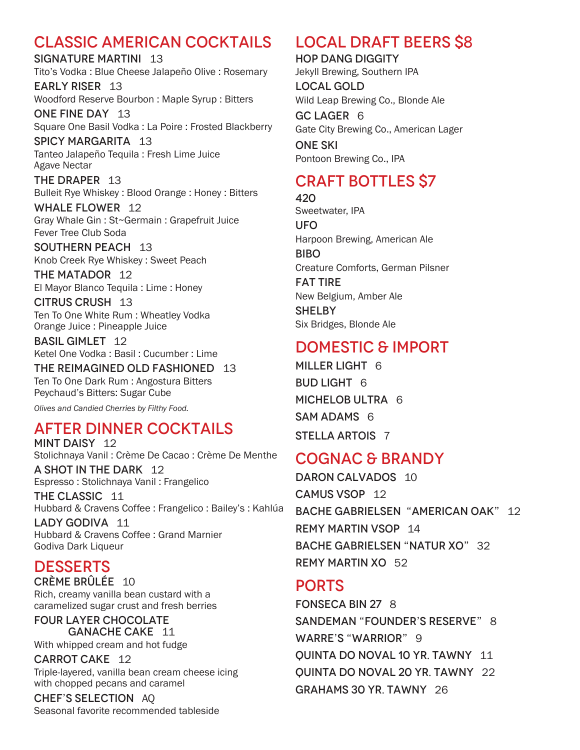## CLASSIC AMERICAN COCKTAILS

**SIGNATURE MARTINI** 13
Tito's Vodka : Blue Cheese Jalapeño Olive : Rosemary

**EARLY RISER** 13
Woodford Reserve Bourbon : Maple Syrup : Bitters

**ONE FINE DAY** 13
Square One Basil Vodka : La Poire : Frosted Blackberry

**SPICY MARGARITA** 13
Tanteo Jalapeño Tequila : Fresh Lime Juice
Agave Nectar

**THE DRAPER** 13
Bulleit Rye Whiskey : Blood Orange : Honey : Bitters

**WHALE FLOWER** 12
Gray Whale Gin : St~Germain : Grapefruit Juice
Fever Tree Club Soda

**SOUTHERN PEACH** 13
Knob Creek Rye Whiskey : Sweet Peach

**THE MATADOR** 12
El Mayor Blanco Tequila : Lime : Honey

**CITRUS CRUSH** 13
Ten To One White Rum : Wheatley Vodka
Orange Juice : Pineapple Juice

**BASIL GIMLET** 12
Ketel One Vodka : Basil : Cucumber : Lime

**THE REIMAGINED OLD FASHIONED** 13
Ten To One Dark Rum : Angostura Bitters
Peychaud's Bitters: Sugar Cube

*Olives and Candied Cherries by Filthy Food.*

## AFTER DINNER COCKTAILS

**MINT DAISY** 12
Stolichnaya Vanil : Crème De Cacao : Crème De Menthe

**A SHOT IN THE DARK** 12
Espresso : Stolichnaya Vanil : Frangelico

**THE CLASSIC** 11
Hubbard & Cravens Coffee : Frangelico : Bailey's : Kahlúa

**LADY GODIVA** 11
Hubbard & Cravens Coffee : Grand Marnier
Godiva Dark Liqueur

## DESSERTS

**CRÈME BRÛLÉE** 10
Rich, creamy vanilla bean custard with a caramelized sugar crust and fresh berries

**FOUR LAYER CHOCOLATE GANACHE CAKE** 11
With whipped cream and hot fudge

**CARROT CAKE** 12
Triple-layered, vanilla bean cream cheese icing with chopped pecans and caramel

**CHEF'S SELECTION** AQ
Seasonal favorite recommended tableside

## LOCAL DRAFT BEERS $8

**HOP DANG DIGGITY**
Jekyll Brewing, Southern IPA

**LOCAL GOLD**
Wild Leap Brewing Co., Blonde Ale

**GC LAGER** 6
Gate City Brewing Co., American Lager

**ONE SKI**
Pontoon Brewing Co., IPA

## CRAFT BOTTLES $7

**420**
Sweetwater, IPA

**UFO**
Harpoon Brewing, American Ale

**BIBO**
Creature Comforts, German Pilsner

**FAT TIRE**
New Belgium, Amber Ale

**SHELBY**
Six Bridges, Blonde Ale

## DOMESTIC & IMPORT

**MILLER LIGHT** 6

**BUD LIGHT** 6

**MICHELOB ULTRA** 6

**SAM ADAMS** 6

**STELLA ARTOIS** 7

## COGNAC & BRANDY

**DARON CALVADOS** 10

**CAMUS VSOP** 12

**BACHE GABRIELSEN "AMERICAN OAK"** 12

**REMY MARTIN VSOP** 14

**BACHE GABRIELSEN "NATUR XO"** 32

**REMY MARTIN XO** 52

## PORTS

**FONSECA BIN 27** 8

**SANDEMAN "FOUNDER'S RESERVE"** 8

**WARRE'S "WARRIOR"** 9

**QUINTA DO NOVAL 10 YR. TAWNY** 11

**QUINTA DO NOVAL 20 YR. TAWNY** 22

**GRAHAMS 30 YR. TAWNY** 26